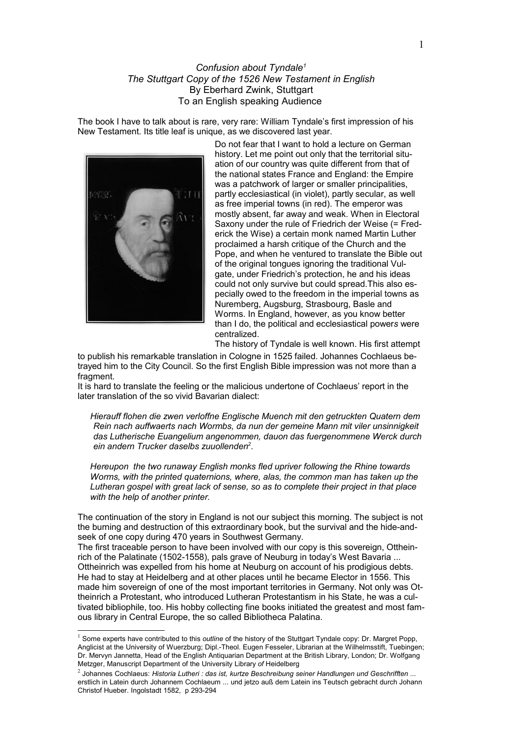*Confusion about Tyndale*[1]
*The Stuttgart Copy of the 1526 New Testament in English*
By Eberhard Zwink, Stuttgart
To an English speaking Audience

The book I have to talk about is rare, very rare: William Tyndale's first impression of his New Testament. Its title leaf is unique, as we discovered last year.

Do not fear that I want to hold a lecture on German history. Let me point out only that the territorial situation of our country was quite different from that of the national states France and England: the Empire was a patchwork of larger or smaller principalities, partly ecclesiastical (in violet), partly secular, as well as free imperial towns (in red). The emperor was mostly absent, far away and weak. When in Electoral Saxony under the rule of Friedrich der Weise (= Frederick the Wise) a certain monk named Martin Luther proclaimed a harsh critique of the Church and the Pope, and when he ventured to translate the Bible out of the original tongues ignoring the traditional Vulgate, under Friedrich's protection, he and his ideas could not only survive but could spread.This also especially owed to the freedom in the imperial towns as Nuremberg, Augsburg, Strasbourg, Basle and Worms. In England, however, as you know better than I do, the political and ecclesiastical powers were centralized.

The history of Tyndale is well known. His first attempt to publish his remarkable translation in Cologne in 1525 failed. Johannes Cochlaeus betrayed him to the City Council. So the first English Bible impression was not more than a fragment.

It is hard to translate the feeling or the malicious undertone of Cochlaeus' report in the later translation of the so vivid Bavarian dialect:

> *Hierauff flohen die zwen verloffne Englische Muench mit den getruckten Quatern dem Rein nach auffwaerts nach Wormbs, da nun der gemeine Mann mit viler unsinnigkeit das Lutherische Euangelium angenommen, dauon das fuergenommene Werck durch ein andern Trucker daselbs zuuollenden*[2].

> *Hereupon the two runaway English monks fled upriver following the Rhine towards Worms, with the printed quaternions, where, alas, the common man has taken up the Lutheran gospel with great lack of sense, so as to complete their project in that place with the help of another printer.*

The continuation of the story in England is not our subject this morning. The subject is not the burning and destruction of this extraordinary book, but the survival and the hide-and-seek of one copy during 470 years in Southwest Germany.

The first traceable person to have been involved with our copy is this sovereign, Ottheinrich of the Palatinate (1502-1558), pals grave of Neuburg in today's West Bavaria ... Ottheinrich was expelled from his home at Neuburg on account of his prodigious debts. He had to stay at Heidelberg and at other places until he became Elector in 1556. This made him sovereign of one of the most important territories in Germany. Not only was Ottheinrich a Protestant, who introduced Lutheran Protestantism in his State, he was a cultivated bibliophile, too. His hobby collecting fine books initiated the greatest and most famous library in Central Europe, the so called Bibliotheca Palatina.

---

[1] Some experts have contributed to this *outline* of the history of the Stuttgart Tyndale copy: Dr. Margret Popp, Anglicist at the University of Wuerzburg; Dipl.-Theol. Eugen Fesseler, Librarian at the Wilhelmsstift, Tuebingen; Dr. Mervyn Jannetta, Head of the English Antiquarian Department at the British Library, London; Dr. Wolfgang Metzger, Manuscript Department of the University Library *of* Heidelberg

[2] Johannes Cochlaeus: *Historia Lutheri : das ist, kurtze Beschreibung seiner Handlungen und Geschrifften ...* erstlich in Latein durch Johannem Cochlaeum ... und jetzo auß dem Latein ins Teutsch gebracht durch Johann Christof Hueber. Ingolstadt 1582, p 293-294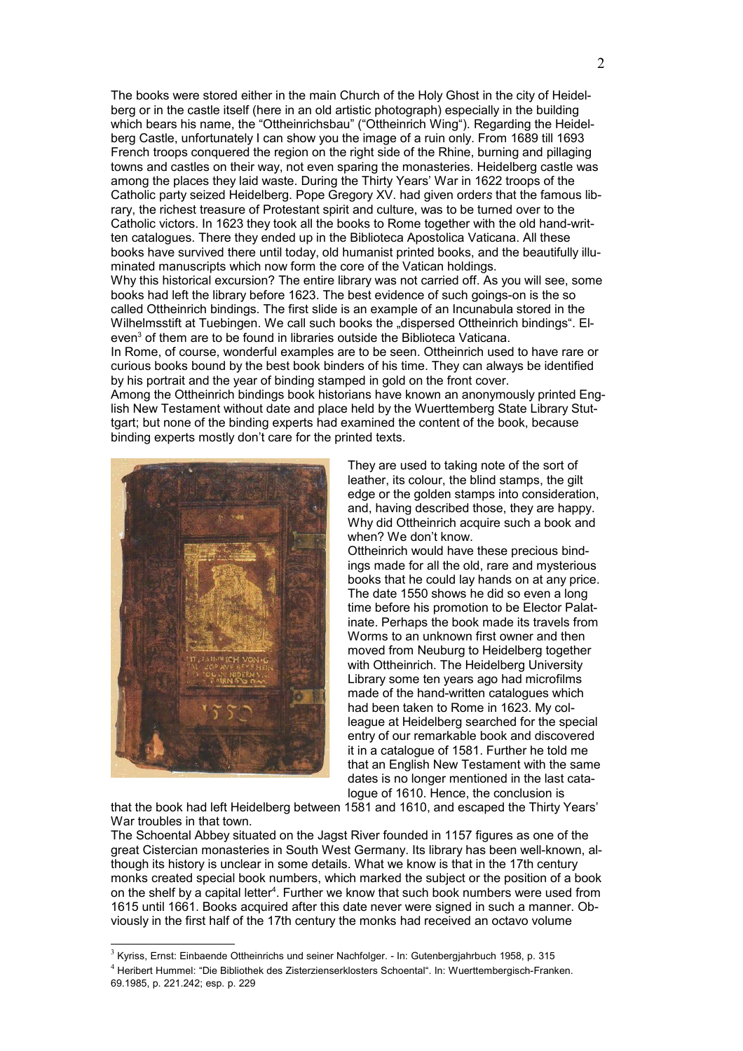The books were stored either in the main Church of the Holy Ghost in the city of Heidelberg or in the castle itself (here in an old artistic photograph) especially in the building which bears his name, the "Ottheinrichsbau" ("Ottheinrich Wing"). Regarding the Heidelberg Castle, unfortunately I can show you the image of a ruin only. From 1689 till 1693 French troops conquered the region on the right side of the Rhine, burning and pillaging towns and castles on their way, not even sparing the monasteries. Heidelberg castle was among the places they laid waste. During the Thirty Years' War in 1622 troops of the Catholic party seized Heidelberg. Pope Gregory XV. had given orders that the famous library, the richest treasure of Protestant spirit and culture, was to be turned over to the Catholic victors. In 1623 they took all the books to Rome together with the old hand-written catalogues. There they ended up in the Biblioteca Apostolica Vaticana. All these books have survived there until today, old humanist printed books, and the beautifully illuminated manuscripts which now form the core of the Vatican holdings.

Why this historical excursion? The entire library was not carried off. As you will see, some books had left the library before 1623. The best evidence of such goings-on is the so called Ottheinrich bindings. The first slide is an example of an Incunabula stored in the Wilhelmsstift at Tuebingen. We call such books the „dispersed Ottheinrich bindings". Eleven[3] of them are to be found in libraries outside the Biblioteca Vaticana.

In Rome, of course, wonderful examples are to be seen. Ottheinrich used to have rare or curious books bound by the best book binders of his time. They can always be identified by his portrait and the year of binding stamped in gold on the front cover.

Among the Ottheinrich bindings book historians have known an anonymously printed English New Testament without date and place held by the Wuerttemberg State Library Stuttgart; but none of the binding experts had examined the content of the book, because binding experts mostly don't care for the printed texts.

They are used to taking note of the sort of leather, its colour, the blind stamps, the gilt edge or the golden stamps into consideration, and, having described those, they are happy. Why did Ottheinrich acquire such a book and when? We don't know.

Ottheinrich would have these precious bindings made for all the old, rare and mysterious books that he could lay hands on at any price. The date 1550 shows he did so even a long time before his promotion to be Elector Palatinate. Perhaps the book made its travels from Worms to an unknown first owner and then moved from Neuburg to Heidelberg together with Ottheinrich. The Heidelberg University Library some ten years ago had microfilms made of the hand-written catalogues which had been taken to Rome in 1623. My colleague at Heidelberg searched for the special entry of our remarkable book and discovered it in a catalogue of 1581. Further he told me that an English New Testament with the same dates is no longer mentioned in the last catalogue of 1610. Hence, the conclusion is that the book had left Heidelberg between 1581 and 1610, and escaped the Thirty Years' War troubles in that town.

The Schoental Abbey situated on the Jagst River founded in 1157 figures as one of the great Cistercian monasteries in South West Germany. Its library has been well-known, although its history is unclear in some details. What we know is that in the 17th century monks created special book numbers, which marked the subject or the position of a book on the shelf by a capital letter[4]. Further we know that such book numbers were used from 1615 until 1661. Books acquired after this date never were signed in such a manner. Obviously in the first half of the 17th century the monks had received an octavo volume

---

[3] Kyriss, Ernst: Einbaende Ottheinrichs und seiner Nachfolger. - In: Gutenbergjahrbuch 1958, p. 315

[4] Heribert Hummel: "Die Bibliothek des Zisterzienserklosters Schoental". In: Wuerttembergisch-Franken. 69.1985, p. 221.242; esp. p. 229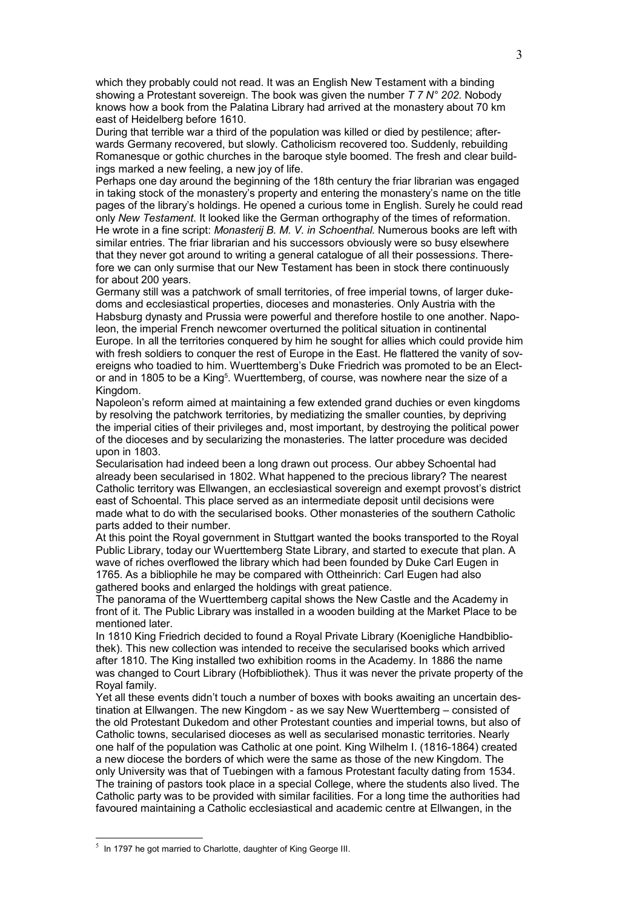which they probably could not read. It was an English New Testament with a binding showing a Protestant sovereign. The book was given the number *T 7 N° 202.* Nobody knows how a book from the Palatina Library had arrived at the monastery about 70 km east of Heidelberg before 1610.

During that terrible war a third of the population was killed or died by pestilence; afterwards Germany recovered, but slowly. Catholicism recovered too. Suddenly, rebuilding Romanesque or gothic churches in the baroque style boomed. The fresh and clear buildings marked a new feeling, a new joy of life.

Perhaps one day around the beginning of the 18th century the friar librarian was engaged in taking stock of the monastery's property and entering the monastery's name on the title pages of the library's holdings. He opened a curious tome in English. Surely he could read only *New Testament*. It looked like the German orthography of the times of reformation. He wrote in a fine script: *Monasterij B. M. V. in Schoenthal.* Numerous books are left with similar entries. The friar librarian and his successors obviously were so busy elsewhere that they never got around to writing a general catalogue of all their possessions. Therefore we can only surmise that our New Testament has been in stock there continuously for about 200 years.

Germany still was a patchwork of small territories, of free imperial towns, of larger dukedoms and ecclesiastical properties, dioceses and monasteries. Only Austria with the Habsburg dynasty and Prussia were powerful and therefore hostile to one another. Napoleon, the imperial French newcomer overturned the political situation in continental Europe. In all the territories conquered by him he sought for allies which could provide him with fresh soldiers to conquer the rest of Europe in the East. He flattered the vanity of sovereigns who toadied to him. Wuerttemberg's Duke Friedrich was promoted to be an Elector and in 1805 to be a King[5]. Wuerttemberg, of course, was nowhere near the size of a Kingdom.

Napoleon's reform aimed at maintaining a few extended grand duchies or even kingdoms by resolving the patchwork territories, by mediatizing the smaller counties, by depriving the imperial cities of their privileges and, most important, by destroying the political power of the dioceses and by secularizing the monasteries. The latter procedure was decided upon in 1803.

Secularisation had indeed been a long drawn out process. Our abbey Schoental had already been secularised in 1802. What happened to the precious library? The nearest Catholic territory was Ellwangen, an ecclesiastical sovereign and exempt provost's district east of Schoental. This place served as an intermediate deposit until decisions were made what to do with the secularised books. Other monasteries of the southern Catholic parts added to their number.

At this point the Royal government in Stuttgart wanted the books transported to the Royal Public Library, today our Wuerttemberg State Library, and started to execute that plan. A wave of riches overflowed the library which had been founded by Duke Carl Eugen in 1765. As a bibliophile he may be compared with Ottheinrich: Carl Eugen had also gathered books and enlarged the holdings with great patience.

The panorama of the Wuerttemberg capital shows the New Castle and the Academy in front of it. The Public Library was installed in a wooden building at the Market Place to be mentioned later.

In 1810 King Friedrich decided to found a Royal Private Library (Koenigliche Handbibliothek). This new collection was intended to receive the secularised books which arrived after 1810. The King installed two exhibition rooms in the Academy. In 1886 the name was changed to Court Library (Hofbibliothek). Thus it was never the private property of the Royal family.

Yet all these events didn't touch a number of boxes with books awaiting an uncertain destination at Ellwangen. The new Kingdom - as we say New Wuerttemberg – consisted of the old Protestant Dukedom and other Protestant counties and imperial towns, but also of Catholic towns, secularised dioceses as well as secularised monastic territories. Nearly one half of the population was Catholic at one point. King Wilhelm I. (1816-1864) created a new diocese the borders of which were the same as those of the new Kingdom. The only University was that of Tuebingen with a famous Protestant faculty dating from 1534. The training of pastors took place in a special College, where the students also lived. The Catholic party was to be provided with similar facilities. For a long time the authorities had favoured maintaining a Catholic ecclesiastical and academic centre at Ellwangen, in the

---

[5] In 1797 he got married to Charlotte, daughter of King George III.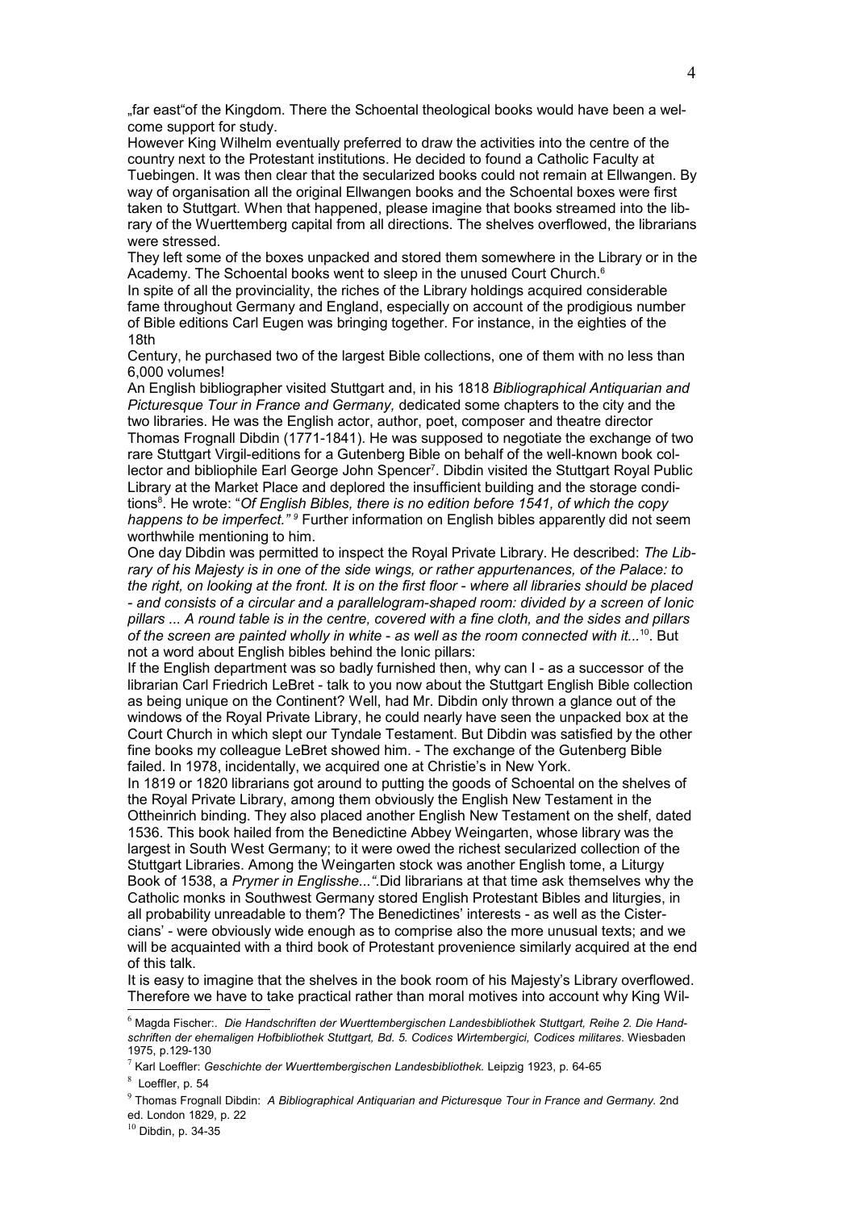„far east"of the Kingdom. There the Schoental theological books would have been a welcome support for study.

However King Wilhelm eventually preferred to draw the activities into the centre of the country next to the Protestant institutions. He decided to found a Catholic Faculty at Tuebingen. It was then clear that the secularized books could not remain at Ellwangen. By way of organisation all the original Ellwangen books and the Schoental boxes were first taken to Stuttgart. When that happened, please imagine that books streamed into the library of the Wuerttemberg capital from all directions. The shelves overflowed, the librarians were stressed.

They left some of the boxes unpacked and stored them somewhere in the Library or in the Academy. The Schoental books went to sleep in the unused Court Church.[6]

In spite of all the provinciality, the riches of the Library holdings acquired considerable fame throughout Germany and England, especially on account of the prodigious number of Bible editions Carl Eugen was bringing together. For instance, in the eighties of the 18th Century, he purchased two of the largest Bible collections, one of them with no less than 6,000 volumes!

An English bibliographer visited Stuttgart and, in his 1818 *Bibliographical Antiquarian and Picturesque Tour in France and Germany,* dedicated some chapters to the city and the two libraries. He was the English actor, author, poet, composer and theatre director Thomas Frognall Dibdin (1771-1841). He was supposed to negotiate the exchange of two rare Stuttgart Virgil-editions for a Gutenberg Bible on behalf of the well-known book collector and bibliophile Earl George John Spencer[7]. Dibdin visited the Stuttgart Royal Public Library at the Market Place and deplored the insufficient building and the storage conditions[8]. He wrote: "*Of English Bibles, there is no edition before 1541, of which the copy happens to be imperfect."* [9] Further information on English bibles apparently did not seem worthwhile mentioning to him.

One day Dibdin was permitted to inspect the Royal Private Library. He described: *The Library of his Majesty is in one of the side wings, or rather appurtenances, of the Palace: to the right, on looking at the front. It is on the first floor - where all libraries should be placed - and consists of a circular and a parallelogram-shaped room: divided by a screen of Ionic pillars ... A round table is in the centre, covered with a fine cloth, and the sides and pillars of the screen are painted wholly in white - as well as the room connected with it...*[10]. But not a word about English bibles behind the Ionic pillars:

If the English department was so badly furnished then, why can I - as a successor of the librarian Carl Friedrich LeBret - talk to you now about the Stuttgart English Bible collection as being unique on the Continent? Well, had Mr. Dibdin only thrown a glance out of the windows of the Royal Private Library, he could nearly have seen the unpacked box at the Court Church in which slept our Tyndale Testament. But Dibdin was satisfied by the other fine books my colleague LeBret showed him. - The exchange of the Gutenberg Bible failed. In 1978, incidentally, we acquired one at Christie's in New York.

In 1819 or 1820 librarians got around to putting the goods of Schoental on the shelves of the Royal Private Library, among them obviously the English New Testament in the Ottheinrich binding. They also placed another English New Testament on the shelf, dated 1536. This book hailed from the Benedictine Abbey Weingarten, whose library was the largest in South West Germany; to it were owed the richest secularized collection of the Stuttgart Libraries. Among the Weingarten stock was another English tome, a Liturgy Book of 1538, a *Prymer in Englisshe...".* Did librarians at that time ask themselves why the Catholic monks in Southwest Germany stored English Protestant Bibles and liturgies, in all probability unreadable to them? The Benedictines' interests - as well as the Cistercians' - were obviously wide enough as to comprise also the more unusual texts; and we will be acquainted with a third book of Protestant provenience similarly acquired at the end of this talk.

It is easy to imagine that the shelves in the book room of his Majesty's Library overflowed. Therefore we have to take practical rather than moral motives into account why King Wil-

---

[6] Magda Fischer:. *Die Handschriften der Wuerttembergischen Landesbibliothek Stuttgart, Reihe 2. Die Handschriften der ehemaligen Hofbibliothek Stuttgart, Bd. 5. Codices Wirtembergici, Codices militares*. Wiesbaden 1975, p.129-130

[7] Karl Loeffler: *Geschichte der Wuerttembergischen Landesbibliothek.* Leipzig 1923, p. 64-65

[8] Loeffler, p. 54

[9] Thomas Frognall Dibdin: *A Bibliographical Antiquarian and Picturesque Tour in France and Germany.* 2nd ed. London 1829, p. 22

[10] Dibdin, p. 34-35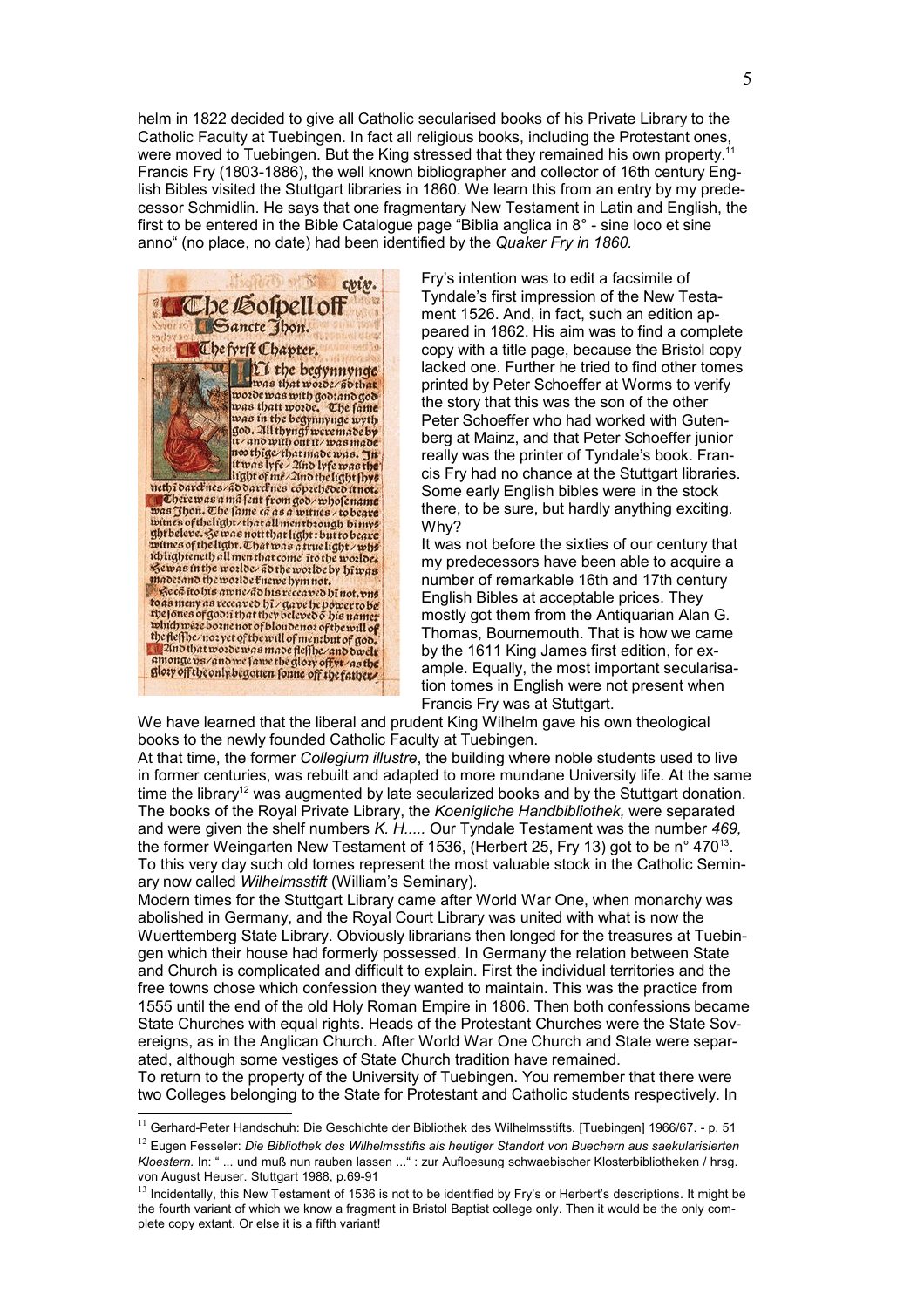helm in 1822 decided to give all Catholic secularised books of his Private Library to the Catholic Faculty at Tuebingen. In fact all religious books, including the Protestant ones, were moved to Tuebingen. But the King stressed that they remained his own property.[11] Francis Fry (1803-1886), the well known bibliographer and collector of 16th century English Bibles visited the Stuttgart libraries in 1860. We learn this from an entry by my predecessor Schmidlin. He says that one fragmentary New Testament in Latin and English, the first to be entered in the Bible Catalogue page "Biblia anglica in 8° - sine loco et sine anno" (no place, no date) had been identified by the *Quaker Fry in 1860.*

Fry's intention was to edit a facsimile of Tyndale's first impression of the New Testament 1526. And, in fact, such an edition appeared in 1862. His aim was to find a complete copy with a title page, because the Bristol copy lacked one. Further he tried to find other tomes printed by Peter Schoeffer at Worms to verify the story that this was the son of the other Peter Schoeffer who had worked with Gutenberg at Mainz, and that Peter Schoeffer junior really was the printer of Tyndale's book. Francis Fry had no chance at the Stuttgart libraries. Some early English bibles were in the stock there, to be sure, but hardly anything exciting. Why?

It was not before the sixties of our century that my predecessors have been able to acquire a number of remarkable 16th and 17th century English Bibles at acceptable prices. They mostly got them from the Antiquarian Alan G. Thomas, Bournemouth. That is how we came by the 1611 King James first edition, for example. Equally, the most important secularisation tomes in English were not present when Francis Fry was at Stuttgart.

We have learned that the liberal and prudent King Wilhelm gave his own theological books to the newly founded Catholic Faculty at Tuebingen.

At that time, the former *Collegium illustre*, the building where noble students used to live in former centuries, was rebuilt and adapted to more mundane University life. At the same time the library[12] was augmented by late secularized books and by the Stuttgart donation. The books of the Royal Private Library, the *Koenigliche Handbibliothek,* were separated and were given the shelf numbers *K. H.....* Our Tyndale Testament was the number *469,* the former Weingarten New Testament of 1536, (Herbert 25, Fry 13) got to be n° 470[13]. To this very day such old tomes represent the most valuable stock in the Catholic Seminary now called *Wilhelmsstift* (William's Seminary).

Modern times for the Stuttgart Library came after World War One, when monarchy was abolished in Germany, and the Royal Court Library was united with what is now the Wuerttemberg State Library. Obviously librarians then longed for the treasures at Tuebingen which their house had formerly possessed. In Germany the relation between State and Church is complicated and difficult to explain. First the individual territories and the free towns chose which confession they wanted to maintain. This was the practice from 1555 until the end of the old Holy Roman Empire in 1806. Then both confessions became State Churches with equal rights. Heads of the Protestant Churches were the State Sovereigns, as in the Anglican Church. After World War One Church and State were separated, although some vestiges of State Church tradition have remained.

To return to the property of the University of Tuebingen. You remember that there were two Colleges belonging to the State for Protestant and Catholic students respectively. In

---

[11] Gerhard-Peter Handschuh: Die Geschichte der Bibliothek des Wilhelmsstifts. [Tuebingen] 1966/67. - p. 51

[12] Eugen Fesseler: *Die Bibliothek des Wilhelmsstifts als heutiger Standort von Buechern aus saekularisierten Kloestern.* In: " ... und muß nun rauben lassen ..." : zur Aufloesung schwaebischer Klosterbibliotheken / hrsg. von August Heuser. Stuttgart 1988, p.69-91

[13] Incidentally, this New Testament of 1536 is not to be identified by Fry's or Herbert's descriptions. It might be the fourth variant of which we know a fragment in Bristol Baptist college only. Then it would be the only complete copy extant. Or else it is a fifth variant!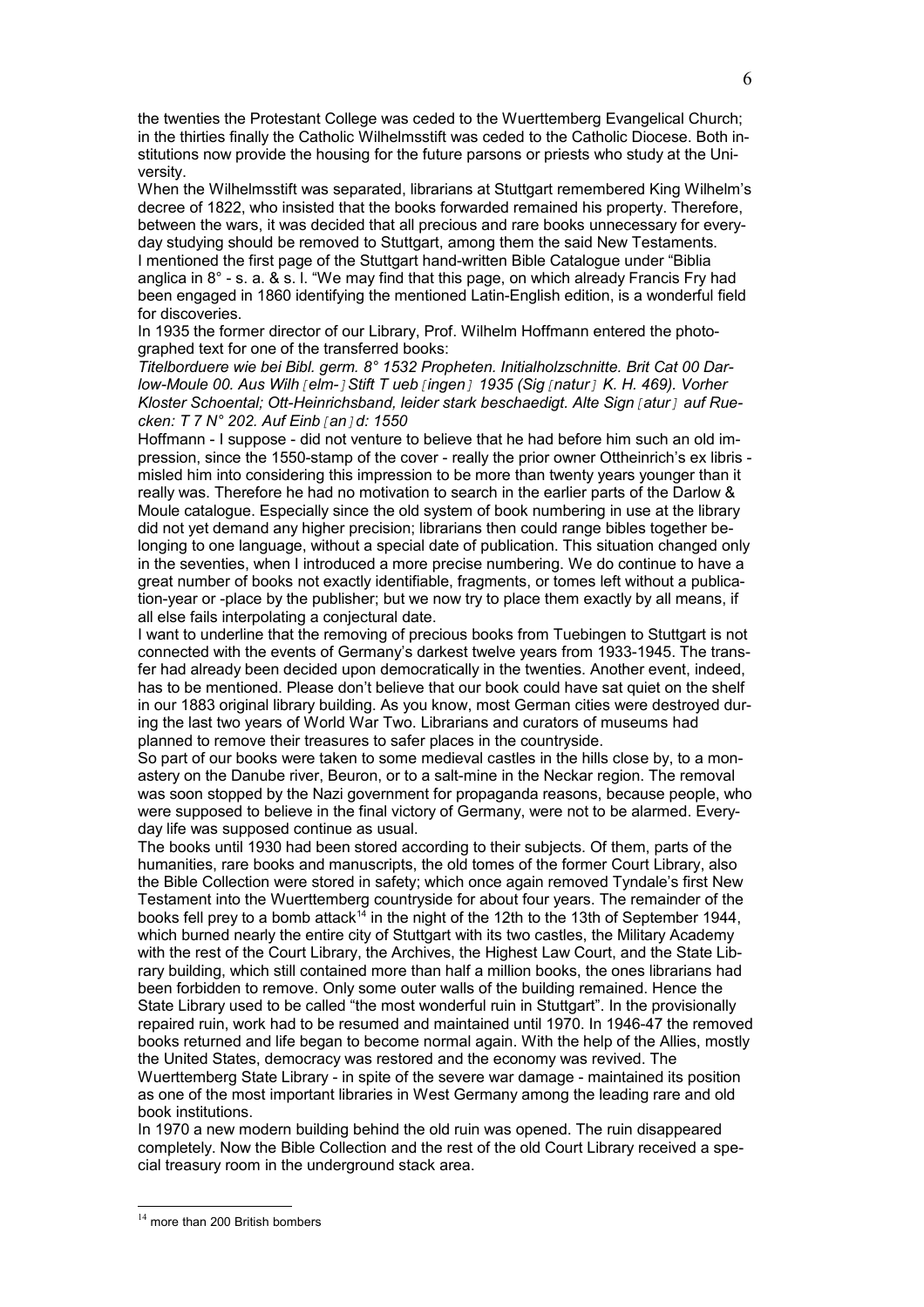the twenties the Protestant College was ceded to the Wuerttemberg Evangelical Church; in the thirties finally the Catholic Wilhelmsstift was ceded to the Catholic Diocese. Both institutions now provide the housing for the future parsons or priests who study at the University.

When the Wilhelmsstift was separated, librarians at Stuttgart remembered King Wilhelm's decree of 1822, who insisted that the books forwarded remained his property. Therefore, between the wars, it was decided that all precious and rare books unnecessary for everyday studying should be removed to Stuttgart, among them the said New Testaments.

I mentioned the first page of the Stuttgart hand-written Bible Catalogue under "Biblia anglica in 8° - s. a. & s. l. "We may find that this page, on which already Francis Fry had been engaged in 1860 identifying the mentioned Latin-English edition, is a wonderful field for discoveries.

In 1935 the former director of our Library, Prof. Wilhelm Hoffmann entered the photographed text for one of the transferred books:

*Titelborduere wie bei Bibl. germ. 8° 1532 Propheten. Initialholzschnitte. Brit Cat 00 Darlow-Moule 00. Aus Wilh［elm-］Stift T ueb［ingen］ 1935 (Sig［natur］ K. H. 469). Vorher Kloster Schoental; Ott-Heinrichsband, leider stark beschaedigt. Alte Sign［atur］ auf Ruecken: T 7 N° 202. Auf Einb［an］d: 1550*

Hoffmann - I suppose - did not venture to believe that he had before him such an old impression, since the 1550-stamp of the cover - really the prior owner Ottheinrich's ex libris - misled him into considering this impression to be more than twenty years younger than it really was. Therefore he had no motivation to search in the earlier parts of the Darlow & Moule catalogue. Especially since the old system of book numbering in use at the library did not yet demand any higher precision; librarians then could range bibles together belonging to one language, without a special date of publication. This situation changed only in the seventies, when I introduced a more precise numbering. We do continue to have a great number of books not exactly identifiable, fragments, or tomes left without a publication-year or -place by the publisher; but we now try to place them exactly by all means, if all else fails interpolating a conjectural date.

I want to underline that the removing of precious books from Tuebingen to Stuttgart is not connected with the events of Germany's darkest twelve years from 1933-1945. The transfer had already been decided upon democratically in the twenties. Another event, indeed, has to be mentioned. Please don't believe that our book could have sat quiet on the shelf in our 1883 original library building. As you know, most German cities were destroyed during the last two years of World War Two. Librarians and curators of museums had planned to remove their treasures to safer places in the countryside.

So part of our books were taken to some medieval castles in the hills close by, to a monastery on the Danube river, Beuron, or to a salt-mine in the Neckar region. The removal was soon stopped by the Nazi government for propaganda reasons, because people, who were supposed to believe in the final victory of Germany, were not to be alarmed. Everyday life was supposed continue as usual.

The books until 1930 had been stored according to their subjects. Of them, parts of the humanities, rare books and manuscripts, the old tomes of the former Court Library, also the Bible Collection were stored in safety; which once again removed Tyndale's first New Testament into the Wuerttemberg countryside for about four years. The remainder of the books fell prey to a bomb attack[14] in the night of the 12th to the 13th of September 1944, which burned nearly the entire city of Stuttgart with its two castles, the Military Academy with the rest of the Court Library, the Archives, the Highest Law Court, and the State Library building, which still contained more than half a million books, the ones librarians had been forbidden to remove. Only some outer walls of the building remained. Hence the State Library used to be called "the most wonderful ruin in Stuttgart". In the provisionally repaired ruin, work had to be resumed and maintained until 1970. In 1946-47 the removed books returned and life began to become normal again. With the help of the Allies, mostly the United States, democracy was restored and the economy was revived. The Wuerttemberg State Library - in spite of the severe war damage - maintained its position as one of the most important libraries in West Germany among the leading rare and old book institutions.

In 1970 a new modern building behind the old ruin was opened. The ruin disappeared completely. Now the Bible Collection and the rest of the old Court Library received a special treasury room in the underground stack area.

[14] more than 200 British bombers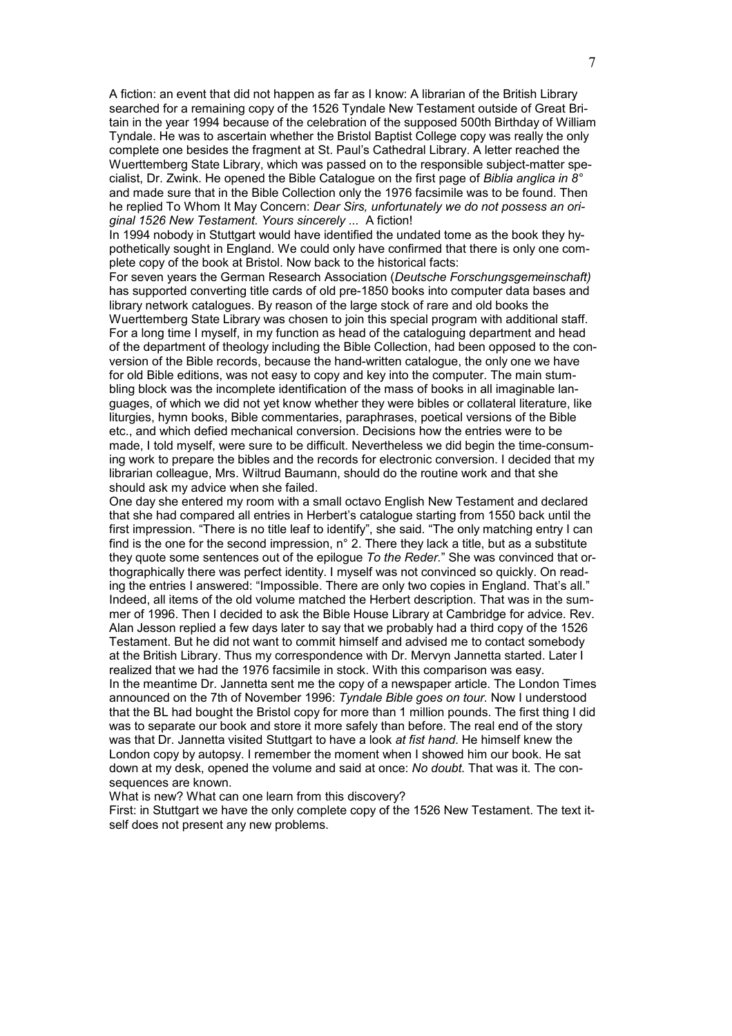A fiction: an event that did not happen as far as I know: A librarian of the British Library searched for a remaining copy of the 1526 Tyndale New Testament outside of Great Britain in the year 1994 because of the celebration of the supposed 500th Birthday of William Tyndale. He was to ascertain whether the Bristol Baptist College copy was really the only complete one besides the fragment at St. Paul's Cathedral Library. A letter reached the Wuerttemberg State Library, which was passed on to the responsible subject-matter specialist, Dr. Zwink. He opened the Bible Catalogue on the first page of *Biblia anglica in 8°* and made sure that in the Bible Collection only the 1976 facsimile was to be found. Then he replied To Whom It May Concern: *Dear Sirs, unfortunately we do not possess an original 1526 New Testament. Yours sincerely ...* A fiction!

In 1994 nobody in Stuttgart would have identified the undated tome as the book they hypothetically sought in England. We could only have confirmed that there is only one complete copy of the book at Bristol. Now back to the historical facts:

For seven years the German Research Association (*Deutsche Forschungsgemeinschaft)* has supported converting title cards of old pre-1850 books into computer data bases and library network catalogues. By reason of the large stock of rare and old books the Wuerttemberg State Library was chosen to join this special program with additional staff. For a long time I myself, in my function as head of the cataloguing department and head of the department of theology including the Bible Collection, had been opposed to the conversion of the Bible records, because the hand-written catalogue, the only one we have for old Bible editions, was not easy to copy and key into the computer. The main stumbling block was the incomplete identification of the mass of books in all imaginable languages, of which we did not yet know whether they were bibles or collateral literature, like liturgies, hymn books, Bible commentaries, paraphrases, poetical versions of the Bible etc., and which defied mechanical conversion. Decisions how the entries were to be made, I told myself, were sure to be difficult. Nevertheless we did begin the time-consuming work to prepare the bibles and the records for electronic conversion. I decided that my librarian colleague, Mrs. Wiltrud Baumann, should do the routine work and that she should ask my advice when she failed.

One day she entered my room with a small octavo English New Testament and declared that she had compared all entries in Herbert's catalogue starting from 1550 back until the first impression. "There is no title leaf to identify", she said. "The only matching entry I can find is the one for the second impression, n° 2. There they lack a title, but as a substitute they quote some sentences out of the epilogue *To the Reder.*" She was convinced that orthographically there was perfect identity. I myself was not convinced so quickly. On reading the entries I answered: "Impossible. There are only two copies in England. That's all." Indeed, all items of the old volume matched the Herbert description. That was in the summer of 1996. Then I decided to ask the Bible House Library at Cambridge for advice. Rev. Alan Jesson replied a few days later to say that we probably had a third copy of the 1526 Testament. But he did not want to commit himself and advised me to contact somebody at the British Library. Thus my correspondence with Dr. Mervyn Jannetta started. Later I realized that we had the 1976 facsimile in stock. With this comparison was easy.

In the meantime Dr. Jannetta sent me the copy of a newspaper article. The London Times announced on the 7th of November 1996: *Tyndale Bible goes on tour.* Now I understood that the BL had bought the Bristol copy for more than 1 million pounds. The first thing I did was to separate our book and store it more safely than before. The real end of the story was that Dr. Jannetta visited Stuttgart to have a look *at fist hand*. He himself knew the London copy by autopsy. I remember the moment when I showed him our book. He sat down at my desk, opened the volume and said at once: *No doubt.* That was it. The consequences are known.

What is new? What can one learn from this discovery?

First: in Stuttgart we have the only complete copy of the 1526 New Testament. The text itself does not present any new problems.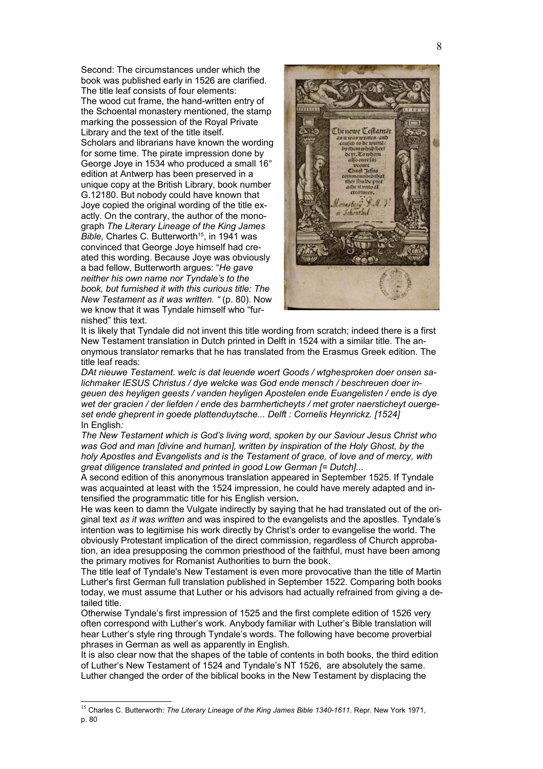Second: The circumstances under which the book was published early in 1526 are clarified. The title leaf consists of four elements: The wood cut frame, the hand-written entry of the Schoental monastery mentioned, the stamp marking the possession of the Royal Private Library and the text of the title itself.

Scholars and librarians have known the wording for some time. The pirate impression done by George Joye in 1534 who produced a small 16° edition at Antwerp has been preserved in a unique copy at the British Library, book number G.12180. But nobody could have known that Joye copied the original wording of the title exactly. On the contrary, the author of the monograph *The Literary Lineage of the King James Bible,* Charles C. Butterworth[15], in 1941 was convinced that George Joye himself had created this wording. Because Joye was obviously a bad fellow, Butterworth argues: "*He gave neither his own name nor Tyndale's to the book, but furnished it with this curious title: The New Testament as it was written. "* (p. 80). Now we know that it was Tyndale himself who "furnished" this text.

It is likely that Tyndale did not invent this title wording from scratch; indeed there is a first New Testament translation in Dutch printed in Delft in 1524 with a similar title. The anonymous translator remarks that he has translated from the Erasmus Greek edition. The title leaf reads:

*DAt nieuwe Testament. welc is dat leuende woert Goods / wtghesproken doer onsen salichmaker IESUS Christus / dye welcke was God ende mensch / beschreuen doer ingeuen des heyligen geests / vanden heyligen Apostelen ende Euangelisten / ende is dye wet der gracien / der liefden / ende des barmherticheyts / met groter naersticheyt ouergeset ende gheprent in goede plattenduytsche... Delft : Cornelis Heynrickz. [1524]*

In English:

*The New Testament which is God's living word, spoken by our Saviour Jesus Christ who was God and man [divine and human], written by inspiration of the Holy Ghost, by the holy Apostles and Evangelists and is the Testament of grace, of love and of mercy, with great diligence translated and printed in good Low German [= Dutch]...*

A second edition of this anonymous translation appeared in September 1525. If Tyndale was acquainted at least with the 1524 impression, he could have merely adapted and intensified the programmatic title for his English version.

He was keen to damn the Vulgate indirectly by saying that he had translated out of the original text *as it was written* and was inspired to the evangelists and the apostles. Tyndale's intention was to legitimise his work directly by Christ's order to evangelise the world. The obviously Protestant implication of the direct commission, regardless of Church approbation, an idea presupposing the common priesthood of the faithful, must have been among the primary motives for Romanist Authorities to burn the book.

The title leaf of Tyndale's New Testament is even more provocative than the title of Martin Luther's first German full translation published in September 1522. Comparing both books today, we must assume that Luther or his advisors had actually refrained from giving a detailed title.

Otherwise Tyndale's first impression of 1525 and the first complete edition of 1526 very often correspond with Luther's work. Anybody familiar with Luther's Bible translation will hear Luther's style ring through Tyndale's words. The following have become proverbial phrases in German as well as apparently in English.

It is also clear now that the shapes of the table of contents in both books, the third edition of Luther's New Testament of 1524 and Tyndale's NT 1526, are absolutely the same. Luther changed the order of the biblical books in the New Testament by displacing the

---

[15] Charles C. Butterworth: *The Literary Lineage of the King James Bible 1340-1611*. Repr. New York 1971, p. 80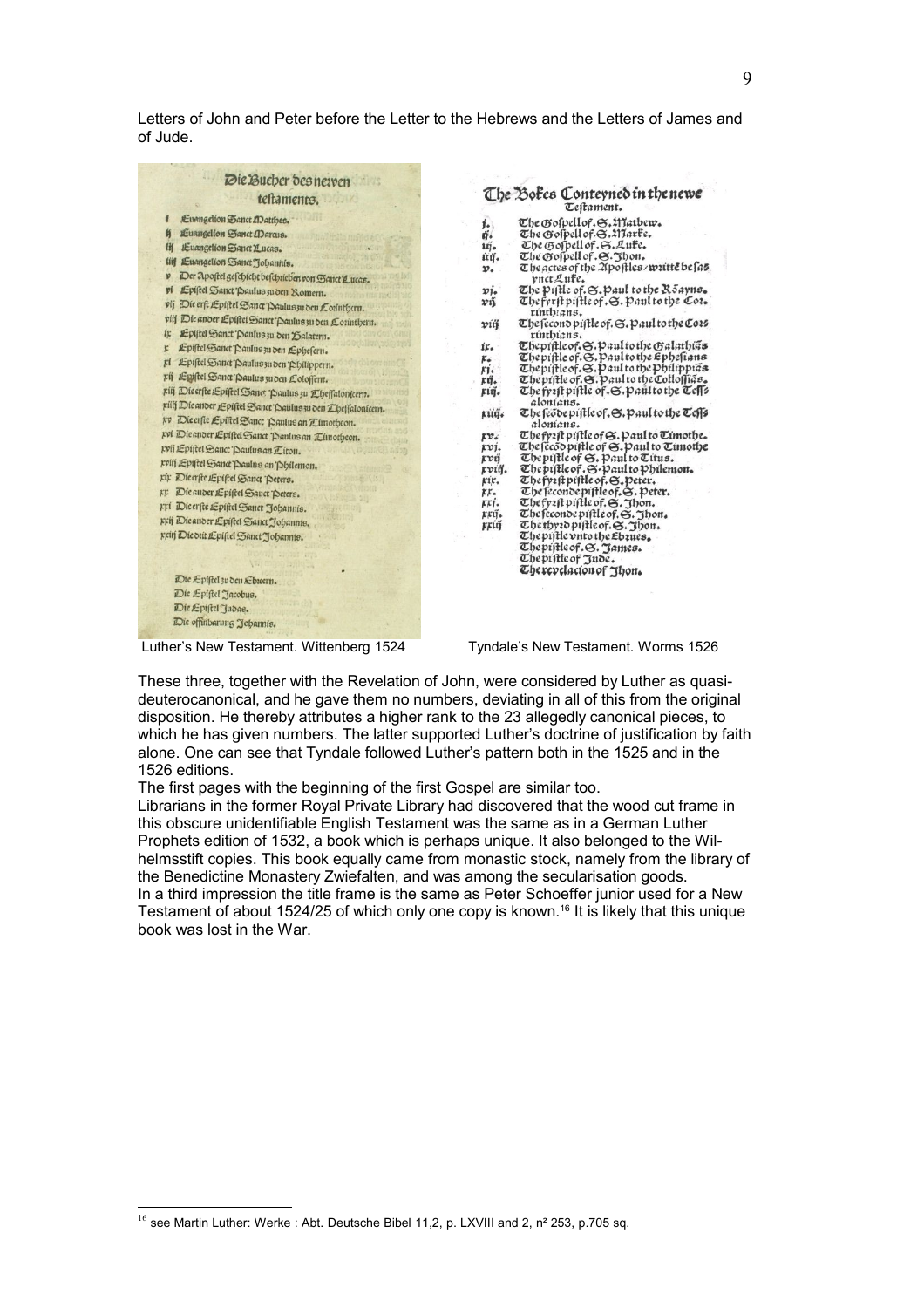Letters of John and Peter before the Letter to the Hebrews and the Letters of James and of Jude.

**Die Bücher des newen testaments.**

i Euangelion Sanct Matthes.
ij Euangelion Sanct Marcus.
iij Euangelion Sanct Lucas.
iiij Euangelion Sanct Johannis.
v Der Apostel geschicht beschrieben von Sanct Lucas.
vi Epistel Sanct Paulus zu den Romern.
vij Die erst Epistel Sanct Paulus zu den Corinthern.
viij Die ander Epistel Sanct Paulus zu den Corinthern.
ix Epistel Sanct Paulus zu den Galatern.
x Epistel Sanct Paulus zu den Ephesern.
xi Epistel Sanct Paulus zu den Philippern.
xij Epistel Sanct Paulus zu den Colossern.
xiij Die erste Epistel Sanct Paulus zu Thessalonicern.
xiiij Die ander Epistel Sanct Paulus zu den Thessalonicern.
xv Die erste Epistel Sanct Paulus an Timotheon.
xvi Die ander Epistel Sanct Paulus an Timotheon.
xvij Epistel Sanct Paulus an Titon.
xviij Epistel Sanct Paulus an Philemon.
xix Die erste Epistel Sanct Peters.
xx Die ander Epistel Sanct Peters.
xxi Die erste Epistel Sanct Johannis.
xxij Die ander Epistel Sanct Johannis.
xxiij Die dritt Epistel Sanct Johannis.

Die Epistel zu den Ebreern.
Die Epistel Jacobus.
Die Epistel Judas.
Die offinbarung Johannis.

Luther's New Testament. Wittenberg 1524

**The Bokes Conteyned in the newe Testament.**

j. The Gospell of S. Mathew.
ij. The Gospell of S. Marke.
iij. The Gospell of S. Luke.
iiij. The Gospell of S. Jhon.
v. The actes of the Apostles / writte be sanct Luke.
vj. The pistle of S. Paul to the Rōayns.
vij The fyrst pistle of S. Paul to the Corinthians.
viij The second pistle of S. Paul to the Corinthians.
ix. The pistle of S. Paul to the Galathiās
x. The pistle of S. Paul to the Ephesians
xj. The pistle of S. Paul to the Philippiās
xij. The pistle of S. Paul to the Collossiās.
xiij. The fyrst pistle of S. Paul to the Tessalonians.
xiiij. The secōde pistle of S. Paul to the Tessalonians.
xv. The fyrst pistle of S. Paul to Timothe.
xvj. The secōd pistle of S. Paul to Timothe
xvij The pistle of S. Paul to Titus.
xviij. The pistle of S. Paul to Philemon.
xix. The fyrst pistle of S. Peter.
xx. The seconde pistle of S. Peter.
xxj. The fyrst pistle of S. Jhon.
xxij. The seconde pistle of S. Jhon.
xxiij The thyrd pistle of S. Jhon.
The pistle vnto the Ebrues.
The pistle of S. James.
The pistle of Jude.
The revelacion of Jhon.

Tyndale's New Testament. Worms 1526

These three, together with the Revelation of John, were considered by Luther as quasi-deuterocanonical, and he gave them no numbers, deviating in all of this from the original disposition. He thereby attributes a higher rank to the 23 allegedly canonical pieces, to which he has given numbers. The latter supported Luther's doctrine of justification by faith alone. One can see that Tyndale followed Luther's pattern both in the 1525 and in the 1526 editions.

The first pages with the beginning of the first Gospel are similar too.

Librarians in the former Royal Private Library had discovered that the wood cut frame in this obscure unidentifiable English Testament was the same as in a German Luther Prophets edition of 1532, a book which is perhaps unique. It also belonged to the Wilhelmsstift copies. This book equally came from monastic stock, namely from the library of the Benedictine Monastery Zwiefalten, and was among the secularisation goods.

In a third impression the title frame is the same as Peter Schoeffer junior used for a New Testament of about 1524/25 of which only one copy is known.[16] It is likely that this unique book was lost in the War.

[16] see Martin Luther: Werke : Abt. Deutsche Bibel 11,2, p. LXVIII and 2, n² 253, p.705 sq.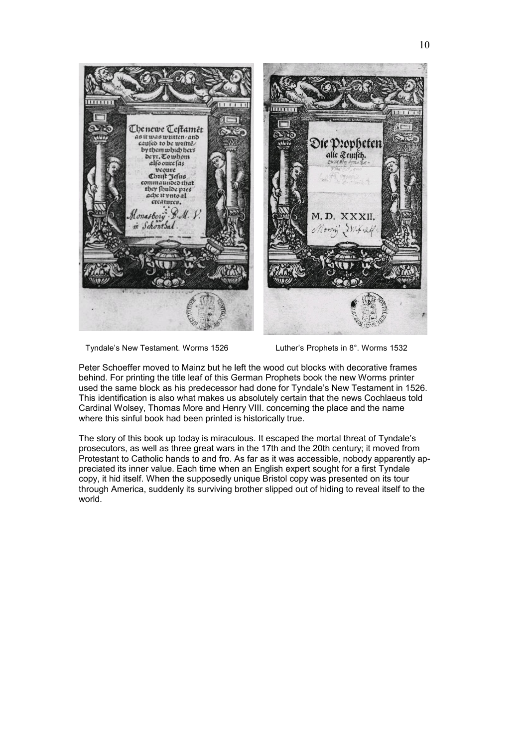Tyndale's New Testament. Worms 1526

Luther's Prophets in 8°. Worms 1532

Peter Schoeffer moved to Mainz but he left the wood cut blocks with decorative frames behind. For printing the title leaf of this German Prophets book the new Worms printer used the same block as his predecessor had done for Tyndale's New Testament in 1526. This identification is also what makes us absolutely certain that the news Cochlaeus told Cardinal Wolsey, Thomas More and Henry VIII. concerning the place and the name where this sinful book had been printed is historically true.

The story of this book up today is miraculous. It escaped the mortal threat of Tyndale's prosecutors, as well as three great wars in the 17th and the 20th century; it moved from Protestant to Catholic hands to and fro. As far as it was accessible, nobody apparently appreciated its inner value. Each time when an English expert sought for a first Tyndale copy, it hid itself. When the supposedly unique Bristol copy was presented on its tour through America, suddenly its surviving brother slipped out of hiding to reveal itself to the world.